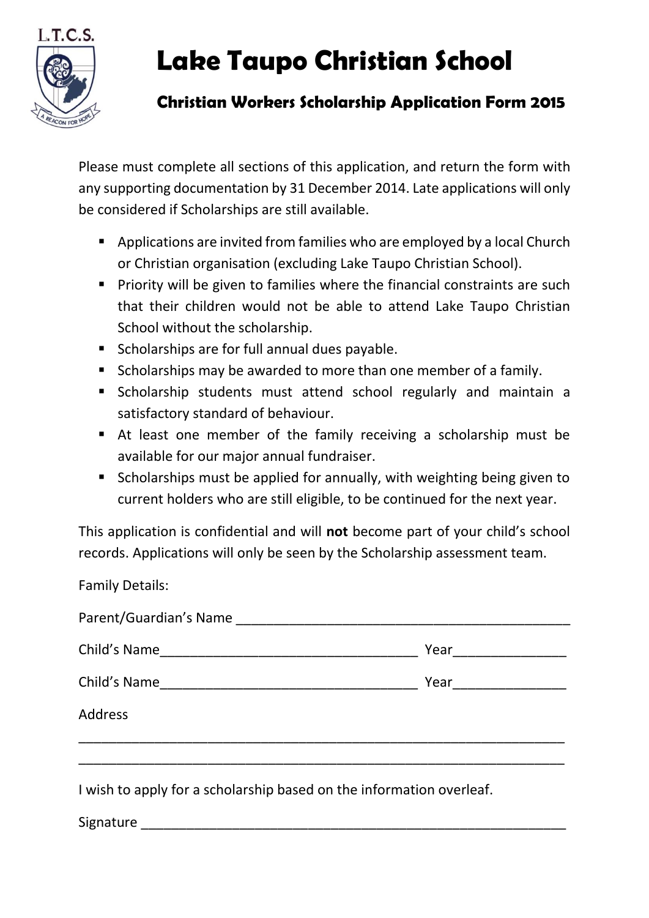L.T.C.S.

A BEACON FOR HOPE

# Lake Taupo Christian School

## Christian Workers Scholarship Application Form 2015

Please must complete all sections of this application, and return the form with any supporting documentation by 31 December 2014. Late applications will only be considered if Scholarships are still available.

- Applications are invited from families who are employed by a local Church or Christian organisation (excluding Lake Taupo Christian School).
- Priority will be given to families where the financial constraints are such that their children would not be able to attend Lake Taupo Christian School without the scholarship.
- Scholarships are for full annual dues payable.
- Scholarships may be awarded to more than one member of a family.
- Scholarship students must attend school regularly and maintain a satisfactory standard of behaviour.
- At least one member of the family receiving a scholarship must be available for our major annual fundraiser.
- Scholarships must be applied for annually, with weighting being given to current holders who are still eligible, to be continued for the next year.

This application is confidential and will **not** become part of your child's school records. Applications will only be seen by the Scholarship assessment team.

Family Details:

Parent/Guardian's Name ____________________________________________

Child's Name __________________________________ Year _______________

Child's Name __________________________________ Year _______________

Address

_________________________________________________________________

_________________________________________________________________

I wish to apply for a scholarship based on the information overleaf.

Signature ________________________________________________________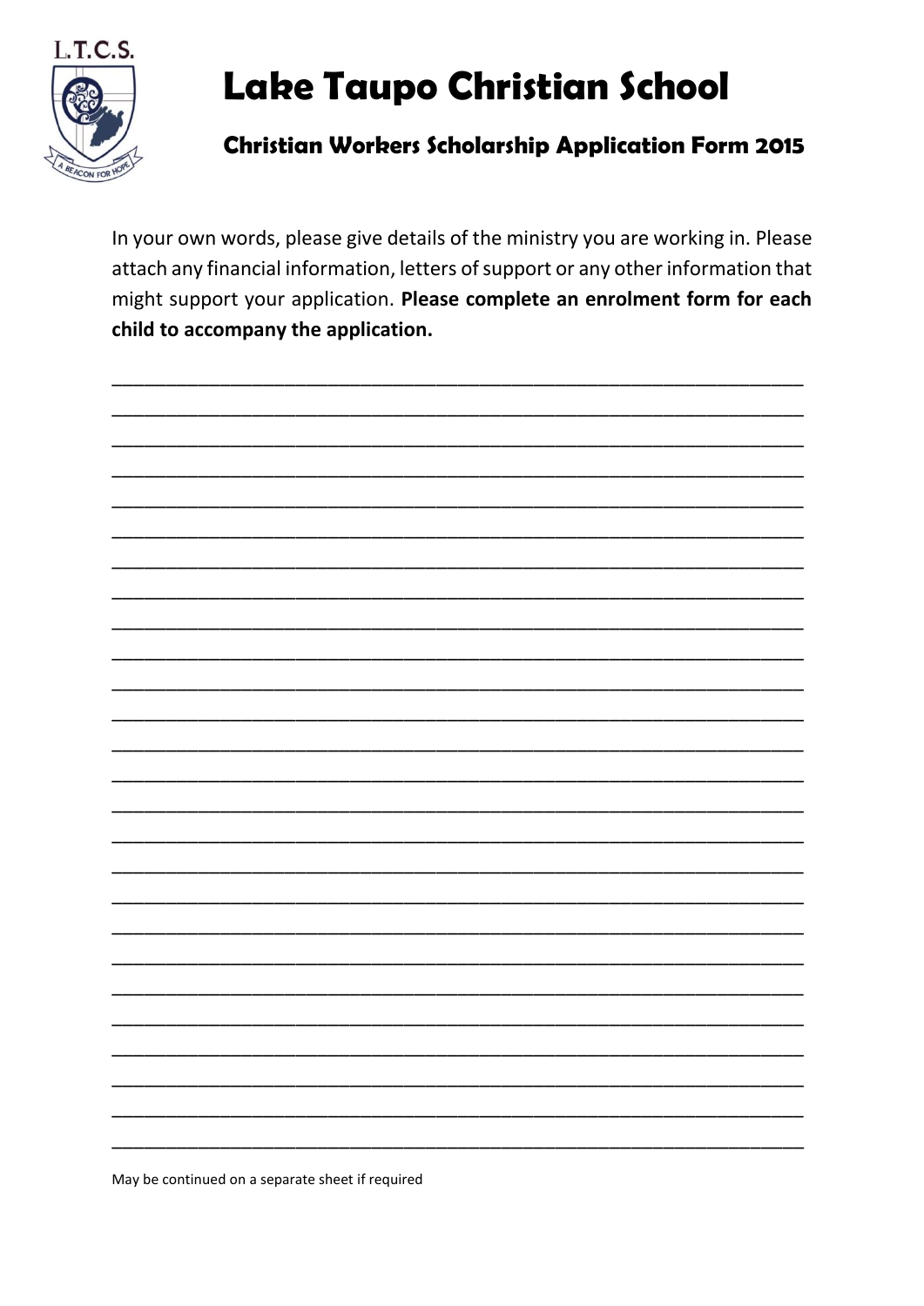# Lake Taupo Christian School

## Christian Workers Scholarship Application Form 2015

In your own words, please give details of the ministry you are working in. Please attach any financial information, letters of support or any other information that might support your application. **Please complete an enrolment form for each child to accompany the application.**

\_\_\_\_\_\_\_\_\_\_\_\_\_\_\_\_\_\_\_\_\_\_\_\_\_\_\_\_\_\_\_\_\_\_\_\_\_\_\_\_\_\_\_\_\_\_\_\_\_\_\_\_\_\_\_\_\_\_\_\_\_\_\_\_\_\_\_\_\_\_\_\_

\_\_\_\_\_\_\_\_\_\_\_\_\_\_\_\_\_\_\_\_\_\_\_\_\_\_\_\_\_\_\_\_\_\_\_\_\_\_\_\_\_\_\_\_\_\_\_\_\_\_\_\_\_\_\_\_\_\_\_\_\_\_\_\_\_\_\_\_\_\_\_\_

\_\_\_\_\_\_\_\_\_\_\_\_\_\_\_\_\_\_\_\_\_\_\_\_\_\_\_\_\_\_\_\_\_\_\_\_\_\_\_\_\_\_\_\_\_\_\_\_\_\_\_\_\_\_\_\_\_\_\_\_\_\_\_\_\_\_\_\_\_\_\_\_

\_\_\_\_\_\_\_\_\_\_\_\_\_\_\_\_\_\_\_\_\_\_\_\_\_\_\_\_\_\_\_\_\_\_\_\_\_\_\_\_\_\_\_\_\_\_\_\_\_\_\_\_\_\_\_\_\_\_\_\_\_\_\_\_\_\_\_\_\_\_\_\_

\_\_\_\_\_\_\_\_\_\_\_\_\_\_\_\_\_\_\_\_\_\_\_\_\_\_\_\_\_\_\_\_\_\_\_\_\_\_\_\_\_\_\_\_\_\_\_\_\_\_\_\_\_\_\_\_\_\_\_\_\_\_\_\_\_\_\_\_\_\_\_\_

\_\_\_\_\_\_\_\_\_\_\_\_\_\_\_\_\_\_\_\_\_\_\_\_\_\_\_\_\_\_\_\_\_\_\_\_\_\_\_\_\_\_\_\_\_\_\_\_\_\_\_\_\_\_\_\_\_\_\_\_\_\_\_\_\_\_\_\_\_\_\_\_

\_\_\_\_\_\_\_\_\_\_\_\_\_\_\_\_\_\_\_\_\_\_\_\_\_\_\_\_\_\_\_\_\_\_\_\_\_\_\_\_\_\_\_\_\_\_\_\_\_\_\_\_\_\_\_\_\_\_\_\_\_\_\_\_\_\_\_\_\_\_\_\_

\_\_\_\_\_\_\_\_\_\_\_\_\_\_\_\_\_\_\_\_\_\_\_\_\_\_\_\_\_\_\_\_\_\_\_\_\_\_\_\_\_\_\_\_\_\_\_\_\_\_\_\_\_\_\_\_\_\_\_\_\_\_\_\_\_\_\_\_\_\_\_\_

\_\_\_\_\_\_\_\_\_\_\_\_\_\_\_\_\_\_\_\_\_\_\_\_\_\_\_\_\_\_\_\_\_\_\_\_\_\_\_\_\_\_\_\_\_\_\_\_\_\_\_\_\_\_\_\_\_\_\_\_\_\_\_\_\_\_\_\_\_\_\_\_

\_\_\_\_\_\_\_\_\_\_\_\_\_\_\_\_\_\_\_\_\_\_\_\_\_\_\_\_\_\_\_\_\_\_\_\_\_\_\_\_\_\_\_\_\_\_\_\_\_\_\_\_\_\_\_\_\_\_\_\_\_\_\_\_\_\_\_\_\_\_\_\_

May be continued on a separate sheet if required